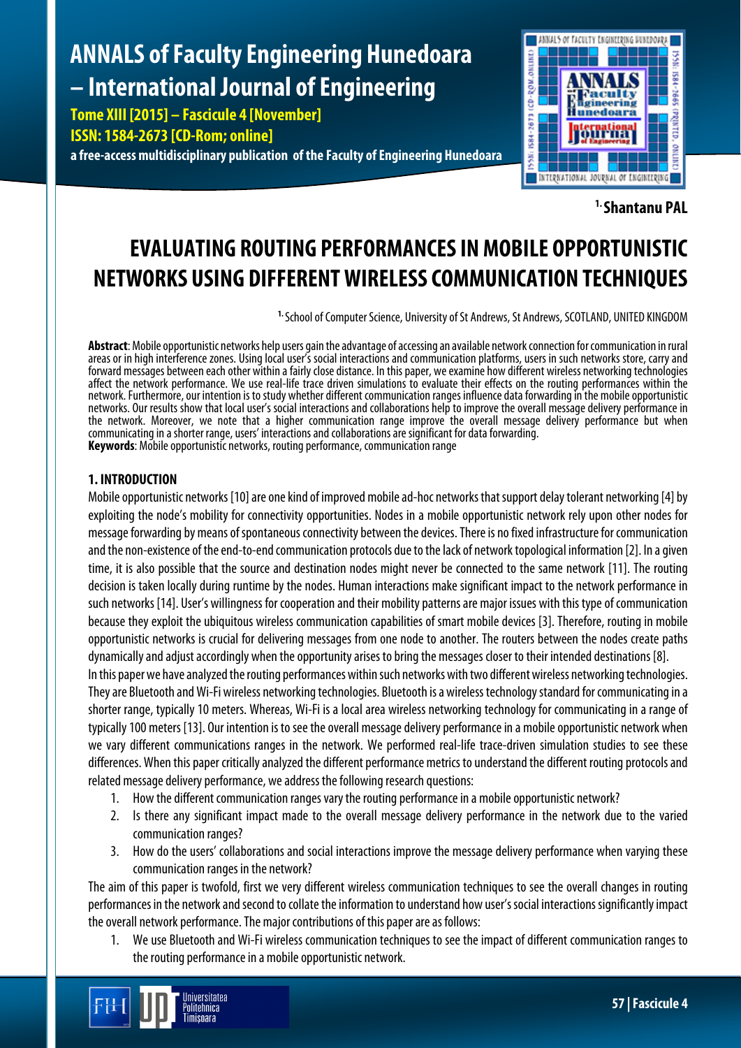[1.] **Shantanu PAL**

# EVALUATING ROUTING PERFORMANCES IN MOBILE OPPORTUNISTIC NETWORKS USING DIFFERENT WIRELESS COMMUNICATION TECHNIQUES

[1.] School of Computer Science, University of St Andrews, St Andrews, SCOTLAND, UNITED KINGDOM

**Abstract**: Mobile opportunistic networks help users gain the advantage of accessing an available network connection for communication in rural areas or in high interference zones. Using local user's social interactions and communication platforms, users in such networks store, carry and forward messages between each other within a fairly close distance. In this paper, we examine how different wireless networking technologies affect the network performance. We use real-life trace driven simulations to evaluate their effects on the routing performances within the network. Furthermore, our intention is to study whether different communication ranges influence data forwarding in the mobile opportunistic networks. Our results show that local user's social interactions and collaborations help to improve the overall message delivery performance in the network. Moreover, we note that a higher communication range improve the overall message delivery performance but when communicating in a shorter range, users' interactions and collaborations are significant for data forwarding.
**Keywords**: Mobile opportunistic networks, routing performance, communication range

## 1. INTRODUCTION

Mobile opportunistic networks [10] are one kind of improved mobile ad-hoc networks that support delay tolerant networking [4] by exploiting the node's mobility for connectivity opportunities. Nodes in a mobile opportunistic network rely upon other nodes for message forwarding by means of spontaneous connectivity between the devices. There is no fixed infrastructure for communication and the non-existence of the end-to-end communication protocols due to the lack of network topological information [2]. In a given time, it is also possible that the source and destination nodes might never be connected to the same network [11]. The routing decision is taken locally during runtime by the nodes. Human interactions make significant impact to the network performance in such networks [14]. User's willingness for cooperation and their mobility patterns are major issues with this type of communication because they exploit the ubiquitous wireless communication capabilities of smart mobile devices [3]. Therefore, routing in mobile opportunistic networks is crucial for delivering messages from one node to another. The routers between the nodes create paths dynamically and adjust accordingly when the opportunity arises to bring the messages closer to their intended destinations [8].

In this paper we have analyzed the routing performances within such networks with two different wireless networking technologies. They are Bluetooth and Wi-Fi wireless networking technologies. Bluetooth is a wireless technology standard for communicating in a shorter range, typically 10 meters. Whereas, Wi-Fi is a local area wireless networking technology for communicating in a range of typically 100 meters [13]. Our intention is to see the overall message delivery performance in a mobile opportunistic network when we vary different communications ranges in the network. We performed real-life trace-driven simulation studies to see these differences. When this paper critically analyzed the different performance metrics to understand the different routing protocols and related message delivery performance, we address the following research questions:

1. How the different communication ranges vary the routing performance in a mobile opportunistic network?
2. Is there any significant impact made to the overall message delivery performance in the network due to the varied communication ranges?
3. How do the users' collaborations and social interactions improve the message delivery performance when varying these communication ranges in the network?

The aim of this paper is twofold, first we very different wireless communication techniques to see the overall changes in routing performances in the network and second to collate the information to understand how user's social interactions significantly impact the overall network performance. The major contributions of this paper are as follows:

1. We use Bluetooth and Wi-Fi wireless communication techniques to see the impact of different communication ranges to the routing performance in a mobile opportunistic network.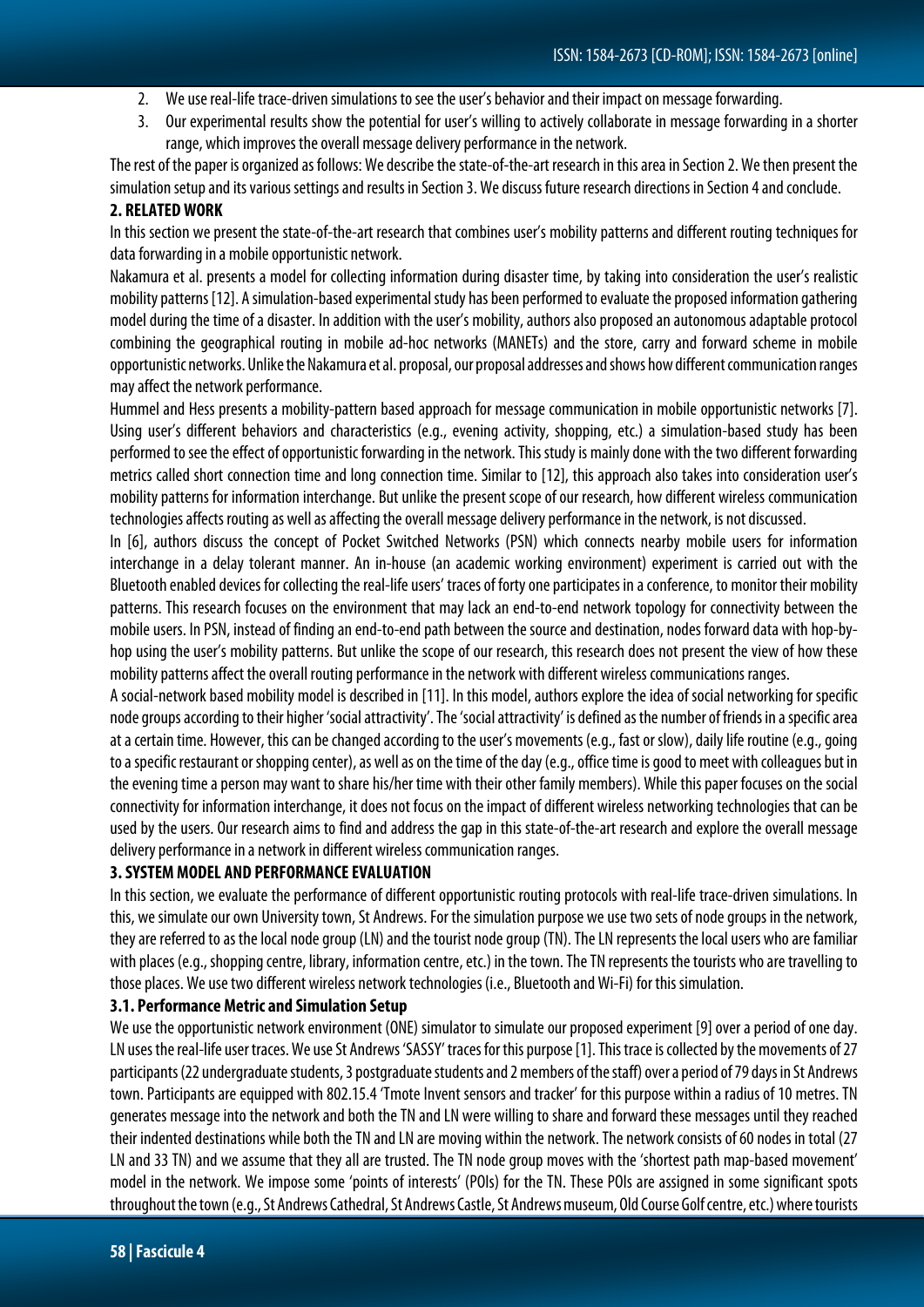2. We use real-life trace-driven simulations to see the user's behavior and their impact on message forwarding.
3. Our experimental results show the potential for user's willing to actively collaborate in message forwarding in a shorter range, which improves the overall message delivery performance in the network.

The rest of the paper is organized as follows: We describe the state-of-the-art research in this area in Section 2. We then present the simulation setup and its various settings and results in Section 3. We discuss future research directions in Section 4 and conclude.

## 2. RELATED WORK

In this section we present the state-of-the-art research that combines user's mobility patterns and different routing techniques for data forwarding in a mobile opportunistic network.

Nakamura et al. presents a model for collecting information during disaster time, by taking into consideration the user's realistic mobility patterns [12]. A simulation-based experimental study has been performed to evaluate the proposed information gathering model during the time of a disaster. In addition with the user's mobility, authors also proposed an autonomous adaptable protocol combining the geographical routing in mobile ad-hoc networks (MANETs) and the store, carry and forward scheme in mobile opportunistic networks. Unlike the Nakamura et al. proposal, our proposal addresses and shows how different communication ranges may affect the network performance.

Hummel and Hess presents a mobility-pattern based approach for message communication in mobile opportunistic networks [7]. Using user's different behaviors and characteristics (e.g., evening activity, shopping, etc.) a simulation-based study has been performed to see the effect of opportunistic forwarding in the network. This study is mainly done with the two different forwarding metrics called short connection time and long connection time. Similar to [12], this approach also takes into consideration user's mobility patterns for information interchange. But unlike the present scope of our research, how different wireless communication technologies affects routing as well as affecting the overall message delivery performance in the network, is not discussed.

In [6], authors discuss the concept of Pocket Switched Networks (PSN) which connects nearby mobile users for information interchange in a delay tolerant manner. An in-house (an academic working environment) experiment is carried out with the Bluetooth enabled devices for collecting the real-life users' traces of forty one participates in a conference, to monitor their mobility patterns. This research focuses on the environment that may lack an end-to-end network topology for connectivity between the mobile users. In PSN, instead of finding an end-to-end path between the source and destination, nodes forward data with hop-by-hop using the user's mobility patterns. But unlike the scope of our research, this research does not present the view of how these mobility patterns affect the overall routing performance in the network with different wireless communications ranges.

A social-network based mobility model is described in [11]. In this model, authors explore the idea of social networking for specific node groups according to their higher 'social attractivity'. The 'social attractivity' is defined as the number of friends in a specific area at a certain time. However, this can be changed according to the user's movements (e.g., fast or slow), daily life routine (e.g., going to a specific restaurant or shopping center), as well as on the time of the day (e.g., office time is good to meet with colleagues but in the evening time a person may want to share his/her time with their other family members). While this paper focuses on the social connectivity for information interchange, it does not focus on the impact of different wireless networking technologies that can be used by the users. Our research aims to find and address the gap in this state-of-the-art research and explore the overall message delivery performance in a network in different wireless communication ranges.

## 3. SYSTEM MODEL AND PERFORMANCE EVALUATION

In this section, we evaluate the performance of different opportunistic routing protocols with real-life trace-driven simulations. In this, we simulate our own University town, St Andrews. For the simulation purpose we use two sets of node groups in the network, they are referred to as the local node group (LN) and the tourist node group (TN). The LN represents the local users who are familiar with places (e.g., shopping centre, library, information centre, etc.) in the town. The TN represents the tourists who are travelling to those places. We use two different wireless network technologies (i.e., Bluetooth and Wi-Fi) for this simulation.

### 3.1. Performance Metric and Simulation Setup

We use the opportunistic network environment (ONE) simulator to simulate our proposed experiment [9] over a period of one day. LN uses the real-life user traces. We use St Andrews 'SASSY' traces for this purpose [1]. This trace is collected by the movements of 27 participants (22 undergraduate students, 3 postgraduate students and 2 members of the staff) over a period of 79 days in St Andrews town. Participants are equipped with 802.15.4 'Tmote Invent sensors and tracker' for this purpose within a radius of 10 metres. TN generates message into the network and both the TN and LN were willing to share and forward these messages until they reached their indented destinations while both the TN and LN are moving within the network. The network consists of 60 nodes in total (27 LN and 33 TN) and we assume that they all are trusted. The TN node group moves with the 'shortest path map-based movement' model in the network. We impose some 'points of interests' (POIs) for the TN. These POIs are assigned in some significant spots throughout the town (e.g., St Andrews Cathedral, St Andrews Castle, St Andrews museum, Old Course Golf centre, etc.) where tourists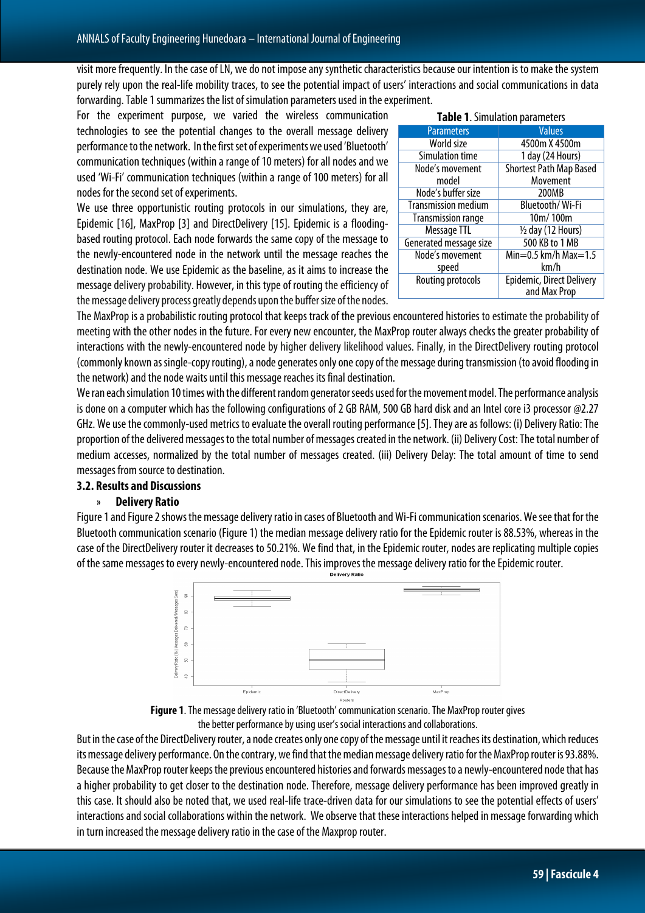visit more frequently. In the case of LN, we do not impose any synthetic characteristics because our intention is to make the system purely rely upon the real-life mobility traces, to see the potential impact of users' interactions and social communications in data forwarding. Table 1 summarizes the list of simulation parameters used in the experiment.

For the experiment purpose, we varied the wireless communication technologies to see the potential changes to the overall message delivery performance to the network. In the first set of experiments we used 'Bluetooth' communication techniques (within a range of 10 meters) for all nodes and we used 'Wi-Fi' communication techniques (within a range of 100 meters) for all nodes for the second set of experiments.

**Table 1**. Simulation parameters

| Parameters | Values |
|---|---|
| World size | 4500m X 4500m |
| Simulation time | 1 day (24 Hours) |
| Node's movement model | Shortest Path Map Based Movement |
| Node's buffer size | 200MB |
| Transmission medium | Bluetooth/ Wi-Fi |
| Transmission range | 10m/ 100m |
| Message TTL | ½ day (12 Hours) |
| Generated message size | 500 KB to 1 MB |
| Node's movement speed | Min=0.5 km/h Max=1.5 km/h |
| Routing protocols | Epidemic, Direct Delivery and Max Prop |

We use three opportunistic routing protocols in our simulations, they are, Epidemic [16], MaxProp [3] and DirectDelivery [15]. Epidemic is a flooding-based routing protocol. Each node forwards the same copy of the message to the newly-encountered node in the network until the message reaches the destination node. We use Epidemic as the baseline, as it aims to increase the message delivery probability. However, in this type of routing the efficiency of the message delivery process greatly depends upon the buffer size of the nodes. The MaxProp is a probabilistic routing protocol that keeps track of the previous encountered histories to estimate the probability of meeting with the other nodes in the future. For every new encounter, the MaxProp router always checks the greater probability of interactions with the newly-encountered node by higher delivery likelihood values. Finally, in the DirectDelivery routing protocol (commonly known as single-copy routing), a node generates only one copy of the message during transmission (to avoid flooding in the network) and the node waits until this message reaches its final destination.

We ran each simulation 10 times with the different random generator seeds used for the movement model. The performance analysis is done on a computer which has the following configurations of 2 GB RAM, 500 GB hard disk and an Intel core i3 processor @2.27 GHz. We use the commonly-used metrics to evaluate the overall routing performance [5]. They are as follows: (i) Delivery Ratio: The proportion of the delivered messages to the total number of messages created in the network. (ii) Delivery Cost: The total number of medium accesses, normalized by the total number of messages created. (iii) Delivery Delay: The total amount of time to send messages from source to destination.

### 3.2. Results and Discussions

» **Delivery Ratio**

Figure 1 and Figure 2 shows the message delivery ratio in cases of Bluetooth and Wi-Fi communication scenarios. We see that for the Bluetooth communication scenario (Figure 1) the median message delivery ratio for the Epidemic router is 88.53%, whereas in the case of the DirectDelivery router it decreases to 50.21%. We find that, in the Epidemic router, nodes are replicating multiple copies of the same messages to every newly-encountered node. This improves the message delivery ratio for the Epidemic router.

**Figure 1**. The message delivery ratio in 'Bluetooth' communication scenario. The MaxProp router gives the better performance by using user's social interactions and collaborations.

But in the case of the DirectDelivery router, a node creates only one copy of the message until it reaches its destination, which reduces its message delivery performance. On the contrary, we find that the median message delivery ratio for the MaxProp router is 93.88%. Because the MaxProp router keeps the previous encountered histories and forwards messages to a newly-encountered node that has a higher probability to get closer to the destination node. Therefore, message delivery performance has been improved greatly in this case. It should also be noted that, we used real-life trace-driven data for our simulations to see the potential effects of users' interactions and social collaborations within the network. We observe that these interactions helped in message forwarding which in turn increased the message delivery ratio in the case of the Maxprop router.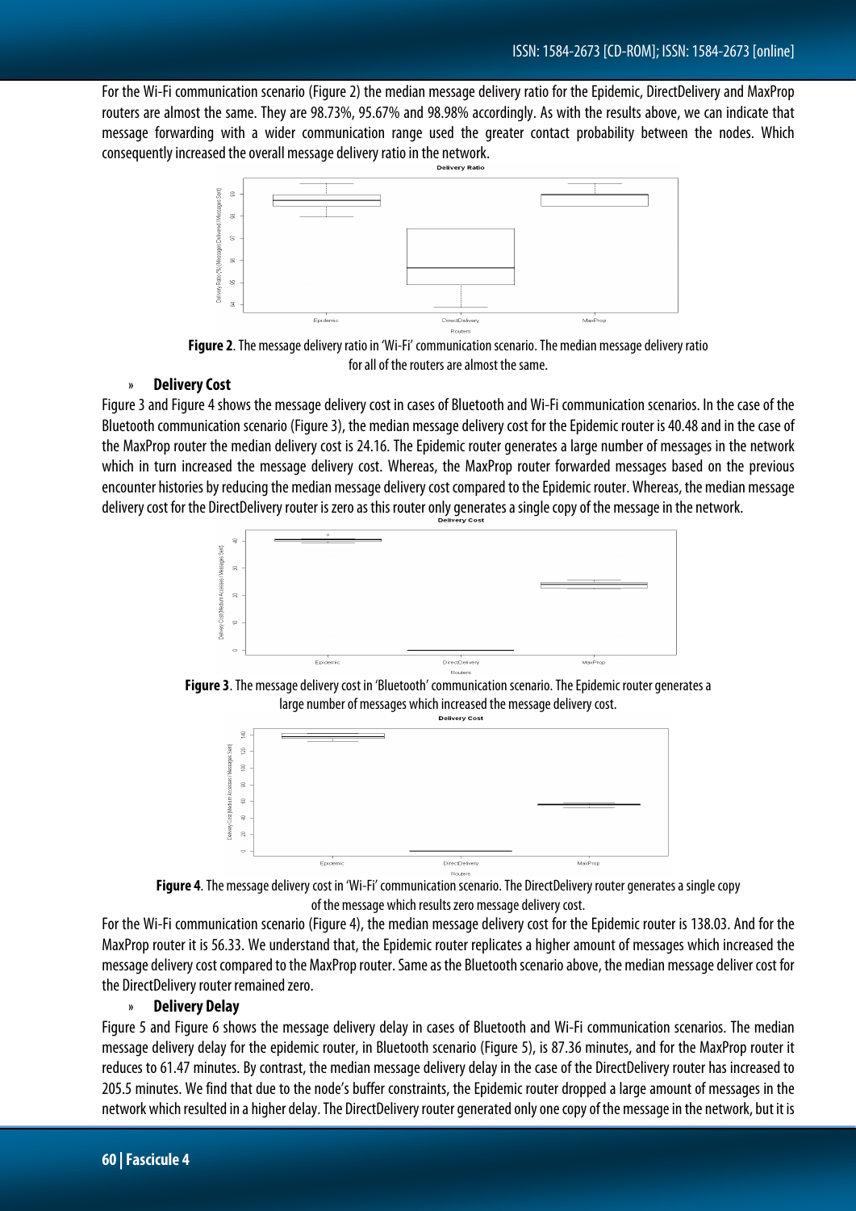For the Wi-Fi communication scenario (Figure 2) the median message delivery ratio for the Epidemic, DirectDelivery and MaxProp routers are almost the same. They are 98.73%, 95.67% and 98.98% accordingly. As with the results above, we can indicate that message forwarding with a wider communication range used the greater contact probability between the nodes. Which consequently increased the overall message delivery ratio in the network.

**Figure 2**. The message delivery ratio in 'Wi-Fi' communication scenario. The median message delivery ratio for all of the routers are almost the same.

### » Delivery Cost

Figure 3 and Figure 4 shows the message delivery cost in cases of Bluetooth and Wi-Fi communication scenarios. In the case of the Bluetooth communication scenario (Figure 3), the median message delivery cost for the Epidemic router is 40.48 and in the case of the MaxProp router the median delivery cost is 24.16. The Epidemic router generates a large number of messages in the network which in turn increased the message delivery cost. Whereas, the MaxProp router forwarded messages based on the previous encounter histories by reducing the median message delivery cost compared to the Epidemic router. Whereas, the median message delivery cost for the DirectDelivery router is zero as this router only generates a single copy of the message in the network.

**Figure 3**. The message delivery cost in 'Bluetooth' communication scenario. The Epidemic router generates a large number of messages which increased the message delivery cost.

**Figure 4**. The message delivery cost in 'Wi-Fi' communication scenario. The DirectDelivery router generates a single copy of the message which results zero message delivery cost.

For the Wi-Fi communication scenario (Figure 4), the median message delivery cost for the Epidemic router is 138.03. And for the MaxProp router it is 56.33. We understand that, the Epidemic router replicates a higher amount of messages which increased the message delivery cost compared to the MaxProp router. Same as the Bluetooth scenario above, the median message deliver cost for the DirectDelivery router remained zero.

### » Delivery Delay

Figure 5 and Figure 6 shows the message delivery delay in cases of Bluetooth and Wi-Fi communication scenarios. The median message delivery delay for the epidemic router, in Bluetooth scenario (Figure 5), is 87.36 minutes, and for the MaxProp router it reduces to 61.47 minutes. By contrast, the median message delivery delay in the case of the DirectDelivery router has increased to 205.5 minutes. We find that due to the node's buffer constraints, the Epidemic router dropped a large amount of messages in the network which resulted in a higher delay. The DirectDelivery router generated only one copy of the message in the network, but it is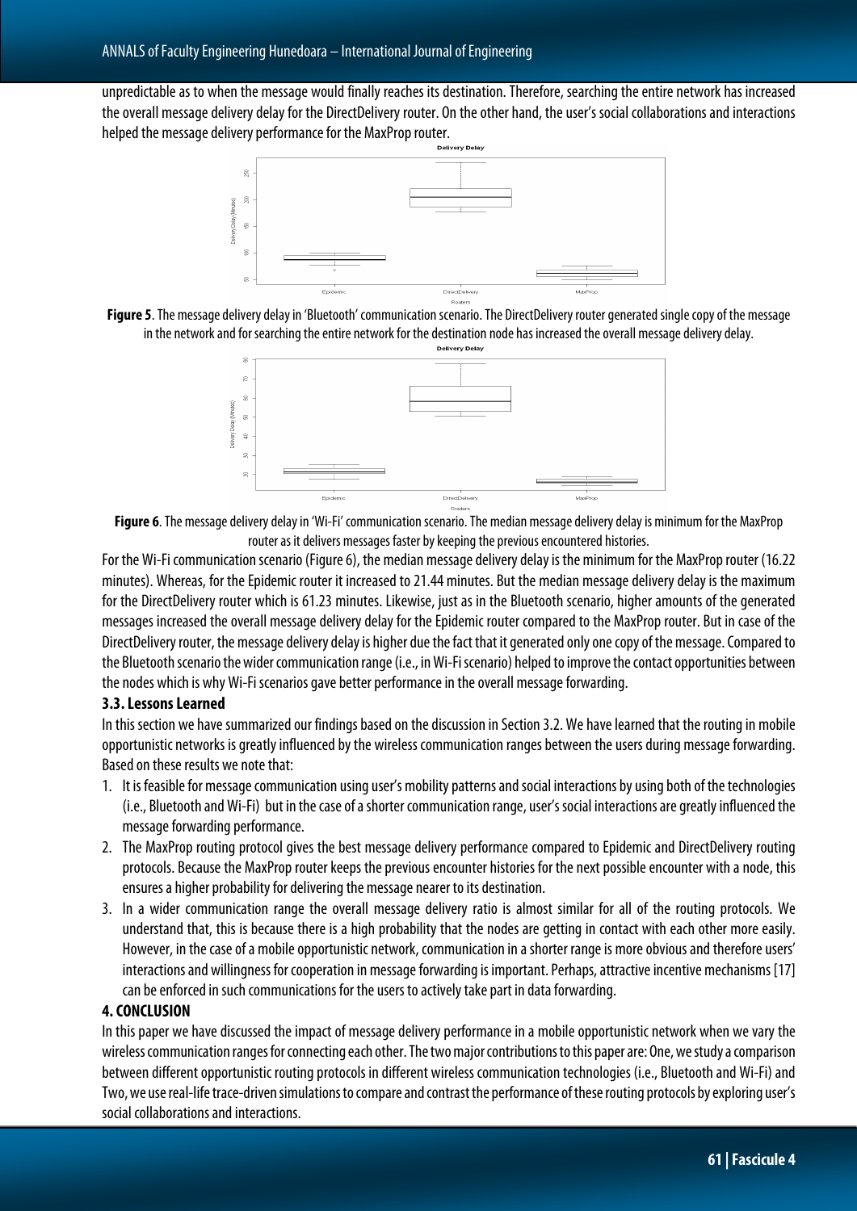unpredictable as to when the message would finally reaches its destination. Therefore, searching the entire network has increased the overall message delivery delay for the DirectDelivery router. On the other hand, the user's social collaborations and interactions helped the message delivery performance for the MaxProp router.

**Figure 5**. The message delivery delay in 'Bluetooth' communication scenario. The DirectDelivery router generated single copy of the message in the network and for searching the entire network for the destination node has increased the overall message delivery delay.

**Figure 6**. The message delivery delay in 'Wi-Fi' communication scenario. The median message delivery delay is minimum for the MaxProp router as it delivers messages faster by keeping the previous encountered histories.

For the Wi-Fi communication scenario (Figure 6), the median message delivery delay is the minimum for the MaxProp router (16.22 minutes). Whereas, for the Epidemic router it increased to 21.44 minutes. But the median message delivery delay is the maximum for the DirectDelivery router which is 61.23 minutes. Likewise, just as in the Bluetooth scenario, higher amounts of the generated messages increased the overall message delivery delay for the Epidemic router compared to the MaxProp router. But in case of the DirectDelivery router, the message delivery delay is higher due the fact that it generated only one copy of the message. Compared to the Bluetooth scenario the wider communication range (i.e., in Wi-Fi scenario) helped to improve the contact opportunities between the nodes which is why Wi-Fi scenarios gave better performance in the overall message forwarding.

### 3.3. Lessons Learned

In this section we have summarized our findings based on the discussion in Section 3.2. We have learned that the routing in mobile opportunistic networks is greatly influenced by the wireless communication ranges between the users during message forwarding. Based on these results we note that:

1. It is feasible for message communication using user's mobility patterns and social interactions by using both of the technologies (i.e., Bluetooth and Wi-Fi) but in the case of a shorter communication range, user's social interactions are greatly influenced the message forwarding performance.
2. The MaxProp routing protocol gives the best message delivery performance compared to Epidemic and DirectDelivery routing protocols. Because the MaxProp router keeps the previous encounter histories for the next possible encounter with a node, this ensures a higher probability for delivering the message nearer to its destination.
3. In a wider communication range the overall message delivery ratio is almost similar for all of the routing protocols. We understand that, this is because there is a high probability that the nodes are getting in contact with each other more easily. However, in the case of a mobile opportunistic network, communication in a shorter range is more obvious and therefore users' interactions and willingness for cooperation in message forwarding is important. Perhaps, attractive incentive mechanisms [17] can be enforced in such communications for the users to actively take part in data forwarding.

## 4. CONCLUSION

In this paper we have discussed the impact of message delivery performance in a mobile opportunistic network when we vary the wireless communication ranges for connecting each other. The two major contributions to this paper are: One, we study a comparison between different opportunistic routing protocols in different wireless communication technologies (i.e., Bluetooth and Wi-Fi) and Two, we use real-life trace-driven simulations to compare and contrast the performance of these routing protocols by exploring user's social collaborations and interactions.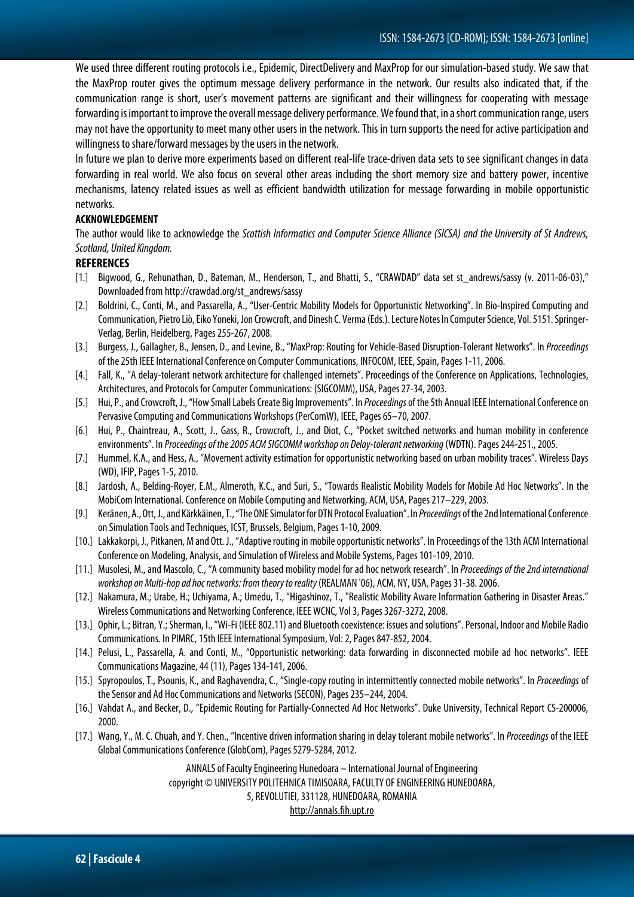We used three different routing protocols i.e., Epidemic, DirectDelivery and MaxProp for our simulation-based study. We saw that the MaxProp router gives the optimum message delivery performance in the network. Our results also indicated that, if the communication range is short, user's movement patterns are significant and their willingness for cooperating with message forwarding is important to improve the overall message delivery performance. We found that, in a short communication range, users may not have the opportunity to meet many other users in the network. This in turn supports the need for active participation and willingness to share/forward messages by the users in the network.

In future we plan to derive more experiments based on different real-life trace-driven data sets to see significant changes in data forwarding in real world. We also focus on several other areas including the short memory size and battery power, incentive mechanisms, latency related issues as well as efficient bandwidth utilization for message forwarding in mobile opportunistic networks.

**ACKNOWLEDGEMENT**

The author would like to acknowledge the *Scottish Informatics and Computer Science Alliance (SICSA) and the University of St Andrews, Scotland, United Kingdom.*

**REFERENCES**

[1.] Bigwood, G., Rehunathan, D., Bateman, M., Henderson, T., and Bhatti, S., "CRAWDAD" data set st_andrews/sassy (v. 2011-06-03)," Downloaded from http://crawdad.org/st_andrews/sassy

[2.] Boldrini, C., Conti, M., and Passarella, A., "User-Centric Mobility Models for Opportunistic Networking". In Bio-Inspired Computing and Communication, Pietro Liò, Eiko Yoneki, Jon Crowcroft, and Dinesh C. Verma (Eds.). Lecture Notes In Computer Science, Vol. 5151. Springer-Verlag, Berlin, Heidelberg, Pages 255-267, 2008.

[3.] Burgess, J., Gallagher, B., Jensen, D., and Levine, B., "MaxProp: Routing for Vehicle-Based Disruption-Tolerant Networks". In *Proceedings* of the 25th IEEE International Conference on Computer Communications, INFOCOM, IEEE, Spain, Pages 1-11, 2006.

[4.] Fall, K., "A delay-tolerant network architecture for challenged internets". Proceedings of the Conference on Applications, Technologies, Architectures, and Protocols for Computer Communications: (SIGCOMM), USA, Pages 27-34, 2003.

[5.] Hui, P., and Crowcroft, J., "How Small Labels Create Big Improvements". In *Proceedings* of the 5th Annual IEEE International Conference on Pervasive Computing and Communications Workshops (PerComW), IEEE, Pages 65–70, 2007.

[6.] Hui, P., Chaintreau, A., Scott, J., Gass, R., Crowcroft, J., and Diot, C., "Pocket switched networks and human mobility in conference environments". In *Proceedings of the 2005 ACM SIGCOMM workshop on Delay-tolerant networking* (WDTN). Pages 244-251., 2005.

[7.] Hummel, K.A., and Hess, A., "Movement activity estimation for opportunistic networking based on urban mobility traces". Wireless Days (WD), IFIP, Pages 1-5, 2010.

[8.] Jardosh, A., Belding-Royer, E.M., Almeroth, K.C., and Suri, S., "Towards Realistic Mobility Models for Mobile Ad Hoc Networks". In the MobiCom International. Conference on Mobile Computing and Networking, ACM, USA, Pages 217–229, 2003.

[9.] Keränen, A., Ott, J., and Kärkkäinen, T., "The ONE Simulator for DTN Protocol Evaluation". In *Proceedings* of the 2nd International Conference on Simulation Tools and Techniques, ICST, Brussels, Belgium, Pages 1-10, 2009.

[10.] Lakkakorpi, J., Pitkanen, M and Ott. J., "Adaptive routing in mobile opportunistic networks". In Proceedings of the 13th ACM International Conference on Modeling, Analysis, and Simulation of Wireless and Mobile Systems, Pages 101-109, 2010.

[11.] Musolesi, M., and Mascolo, C., "A community based mobility model for ad hoc network research". In *Proceedings of the 2nd international workshop on Multi-hop ad hoc networks: from theory to reality* (REALMAN '06), ACM, NY, USA, Pages 31-38. 2006.

[12.] Nakamura, M.; Urabe, H.; Uchiyama, A.; Umedu, T., "Higashinoz, T., "Realistic Mobility Aware Information Gathering in Disaster Areas." Wireless Communications and Networking Conference, IEEE WCNC, Vol 3, Pages 3267-3272, 2008.

[13.] Ophir, L.; Bitran, Y.; Sherman, I., "Wi-Fi (IEEE 802.11) and Bluetooth coexistence: issues and solutions". Personal, Indoor and Mobile Radio Communications. In PIMRC, 15th IEEE International Symposium, Vol: 2, Pages 847-852, 2004.

[14.] Pelusi, L., Passarella, A. and Conti, M., "Opportunistic networking: data forwarding in disconnected mobile ad hoc networks". IEEE Communications Magazine, 44 (11), Pages 134-141, 2006.

[15.] Spyropoulos, T., Psounis, K., and Raghavendra, C., "Single-copy routing in intermittently connected mobile networks". In *Proceedings* of the Sensor and Ad Hoc Communications and Networks (SECON), Pages 235–244, 2004.

[16.] Vahdat A., and Becker, D., "Epidemic Routing for Partially-Connected Ad Hoc Networks". Duke University, Technical Report CS-200006, 2000.

[17.] Wang, Y., M. C. Chuah, and Y. Chen., "Incentive driven information sharing in delay tolerant mobile networks". In *Proceedings* of the IEEE Global Communications Conference (GlobCom), Pages 5279-5284, 2012.

ANNALS of Faculty Engineering Hunedoara – International Journal of Engineering
copyright © UNIVERSITY POLITEHNICA TIMISOARA, FACULTY OF ENGINEERING HUNEDOARA,
5, REVOLUTIEI, 331128, HUNEDOARA, ROMANIA
http://annals.fih.upt.ro